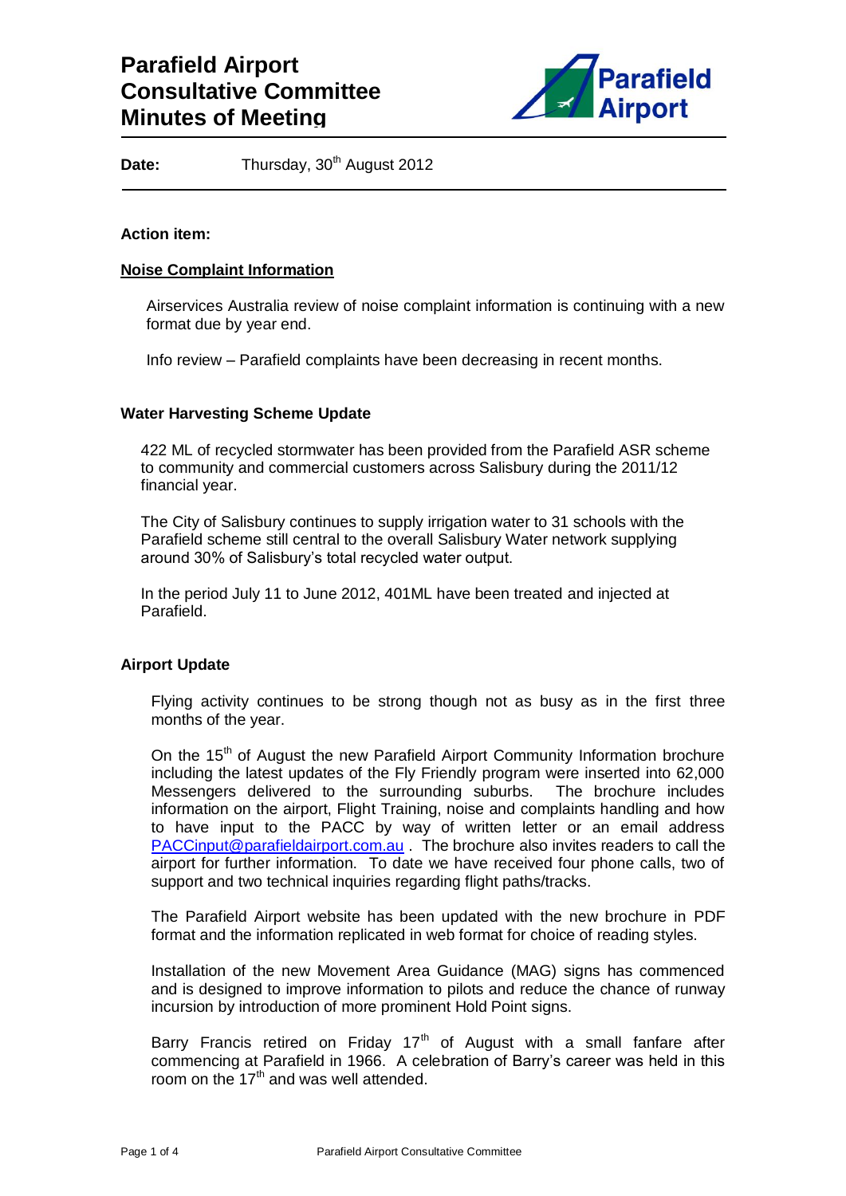# Parafield Airport Consultative Committee Minutes of Meeting

**Date:** Thursday, 30th August 2012

**Action item:**

**Noise Complaint Information**

Airservices Australia review of noise complaint information is continuing with a new format due by year end.

Info review – Parafield complaints have been decreasing in recent months.

**Water Harvesting Scheme Update**

422 ML of recycled stormwater has been provided from the Parafield ASR scheme to community and commercial customers across Salisbury during the 2011/12 financial year.

The City of Salisbury continues to supply irrigation water to 31 schools with the Parafield scheme still central to the overall Salisbury Water network supplying around 30% of Salisbury's total recycled water output.

In the period July 11 to June 2012, 401ML have been treated and injected at Parafield.

**Airport Update**

Flying activity continues to be strong though not as busy as in the first three months of the year.

On the 15th of August the new Parafield Airport Community Information brochure including the latest updates of the Fly Friendly program were inserted into 62,000 Messengers delivered to the surrounding suburbs. The brochure includes information on the airport, Flight Training, noise and complaints handling and how to have input to the PACC by way of written letter or an email address PACCinput@parafieldairport.com.au . The brochure also invites readers to call the airport for further information. To date we have received four phone calls, two of support and two technical inquiries regarding flight paths/tracks.

The Parafield Airport website has been updated with the new brochure in PDF format and the information replicated in web format for choice of reading styles.

Installation of the new Movement Area Guidance (MAG) signs has commenced and is designed to improve information to pilots and reduce the chance of runway incursion by introduction of more prominent Hold Point signs.

Barry Francis retired on Friday 17th of August with a small fanfare after commencing at Parafield in 1966. A celebration of Barry's career was held in this room on the 17th and was well attended.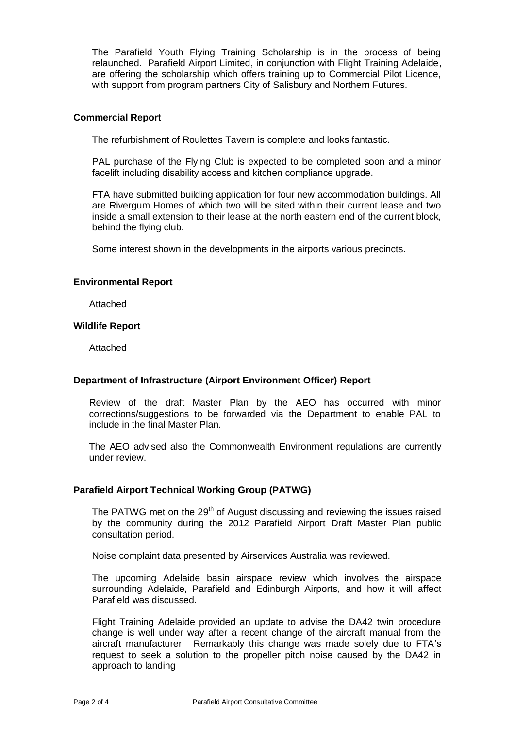The Parafield Youth Flying Training Scholarship is in the process of being relaunched. Parafield Airport Limited, in conjunction with Flight Training Adelaide, are offering the scholarship which offers training up to Commercial Pilot Licence, with support from program partners City of Salisbury and Northern Futures.

**Commercial Report**

The refurbishment of Roulettes Tavern is complete and looks fantastic.

PAL purchase of the Flying Club is expected to be completed soon and a minor facelift including disability access and kitchen compliance upgrade.

FTA have submitted building application for four new accommodation buildings. All are Rivergum Homes of which two will be sited within their current lease and two inside a small extension to their lease at the north eastern end of the current block, behind the flying club.

Some interest shown in the developments in the airports various precincts.

**Environmental Report**

Attached

**Wildlife Report**

Attached

**Department of Infrastructure (Airport Environment Officer) Report**

Review of the draft Master Plan by the AEO has occurred with minor corrections/suggestions to be forwarded via the Department to enable PAL to include in the final Master Plan.

The AEO advised also the Commonwealth Environment regulations are currently under review.

**Parafield Airport Technical Working Group (PATWG)**

The PATWG met on the 29th of August discussing and reviewing the issues raised by the community during the 2012 Parafield Airport Draft Master Plan public consultation period.

Noise complaint data presented by Airservices Australia was reviewed.

The upcoming Adelaide basin airspace review which involves the airspace surrounding Adelaide, Parafield and Edinburgh Airports, and how it will affect Parafield was discussed.

Flight Training Adelaide provided an update to advise the DA42 twin procedure change is well under way after a recent change of the aircraft manual from the aircraft manufacturer. Remarkably this change was made solely due to FTA's request to seek a solution to the propeller pitch noise caused by the DA42 in approach to landing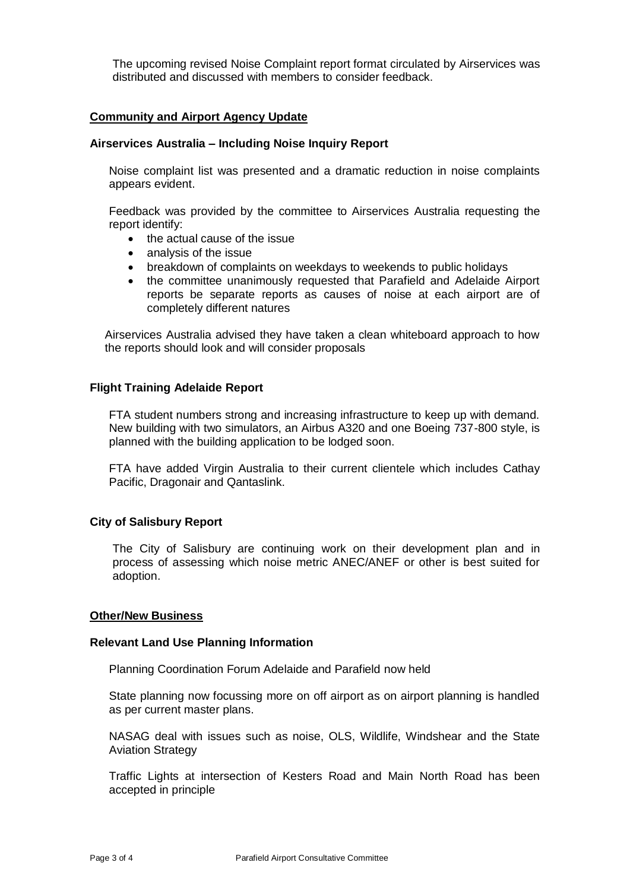The upcoming revised Noise Complaint report format circulated by Airservices was distributed and discussed with members to consider feedback.

## **Community and Airport Agency Update**

### Airservices Australia – Including Noise Inquiry Report

Noise complaint list was presented and a dramatic reduction in noise complaints appears evident.

Feedback was provided by the committee to Airservices Australia requesting the report identify:

- the actual cause of the issue
- analysis of the issue
- breakdown of complaints on weekdays to weekends to public holidays
- the committee unanimously requested that Parafield and Adelaide Airport reports be separate reports as causes of noise at each airport are of completely different natures

Airservices Australia advised they have taken a clean whiteboard approach to how the reports should look and will consider proposals

### Flight Training Adelaide Report

FTA student numbers strong and increasing infrastructure to keep up with demand. New building with two simulators, an Airbus A320 and one Boeing 737-800 style, is planned with the building application to be lodged soon.

FTA have added Virgin Australia to their current clientele which includes Cathay Pacific, Dragonair and Qantaslink.

### City of Salisbury Report

The City of Salisbury are continuing work on their development plan and in process of assessing which noise metric ANEC/ANEF or other is best suited for adoption.

## **Other/New Business**

### Relevant Land Use Planning Information

Planning Coordination Forum Adelaide and Parafield now held

State planning now focussing more on off airport as on airport planning is handled as per current master plans.

NASAG deal with issues such as noise, OLS, Wildlife, Windshear and the State Aviation Strategy

Traffic Lights at intersection of Kesters Road and Main North Road has been accepted in principle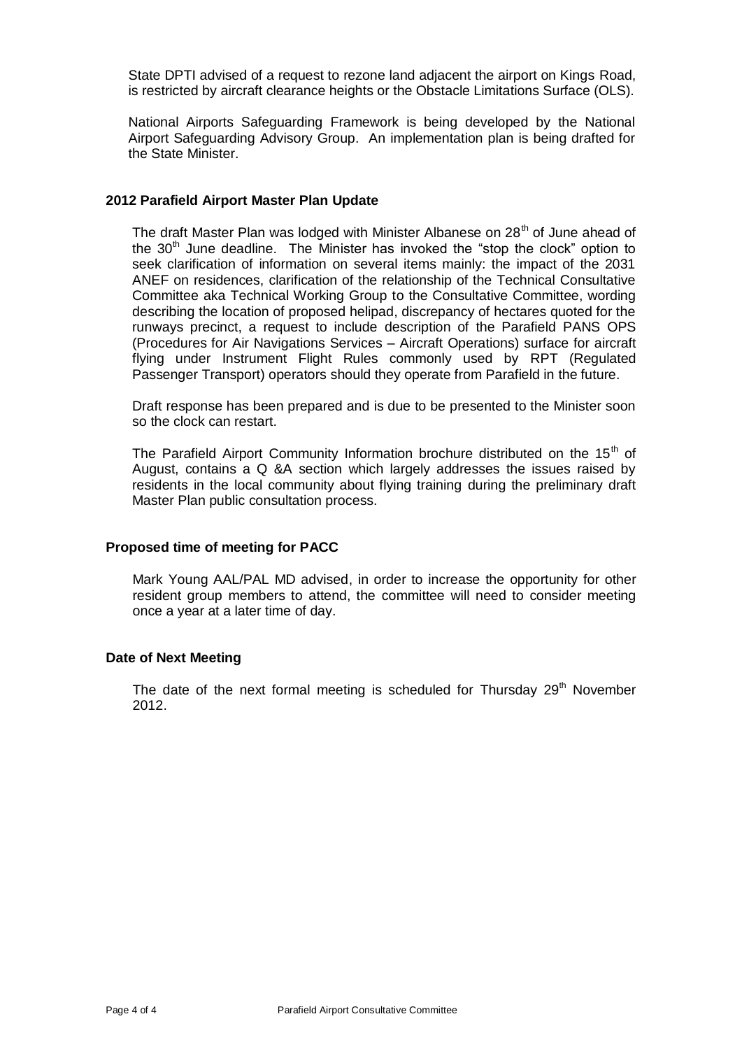State DPTI advised of a request to rezone land adjacent the airport on Kings Road, is restricted by aircraft clearance heights or the Obstacle Limitations Surface (OLS).

National Airports Safeguarding Framework is being developed by the National Airport Safeguarding Advisory Group. An implementation plan is being drafted for the State Minister.

**2012 Parafield Airport Master Plan Update**

The draft Master Plan was lodged with Minister Albanese on 28th of June ahead of the 30th June deadline. The Minister has invoked the "stop the clock" option to seek clarification of information on several items mainly: the impact of the 2031 ANEF on residences, clarification of the relationship of the Technical Consultative Committee aka Technical Working Group to the Consultative Committee, wording describing the location of proposed helipad, discrepancy of hectares quoted for the runways precinct, a request to include description of the Parafield PANS OPS (Procedures for Air Navigations Services – Aircraft Operations) surface for aircraft flying under Instrument Flight Rules commonly used by RPT (Regulated Passenger Transport) operators should they operate from Parafield in the future.

Draft response has been prepared and is due to be presented to the Minister soon so the clock can restart.

The Parafield Airport Community Information brochure distributed on the 15th of August, contains a Q &A section which largely addresses the issues raised by residents in the local community about flying training during the preliminary draft Master Plan public consultation process.

**Proposed time of meeting for PACC**

Mark Young AAL/PAL MD advised, in order to increase the opportunity for other resident group members to attend, the committee will need to consider meeting once a year at a later time of day.

**Date of Next Meeting**

The date of the next formal meeting is scheduled for Thursday 29th November 2012.